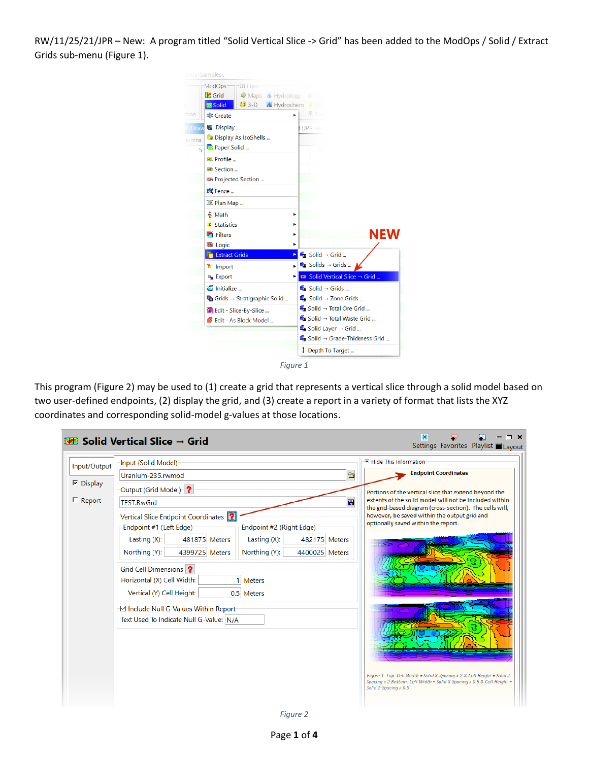RW/11/25/21/JPR – New: A program titled "Solid Vertical Slice -> Grid" has been added to the ModOps / Solid / Extract Grids sub-menu (Figure 1).

*Figure 1*

This program (Figure 2) may be used to (1) create a grid that represents a vertical slice through a solid model based on two user-defined endpoints, (2) display the grid, and (3) create a report in a variety of format that lists the XYZ coordinates and corresponding solid-model g-values at those locations.

*Figure 2*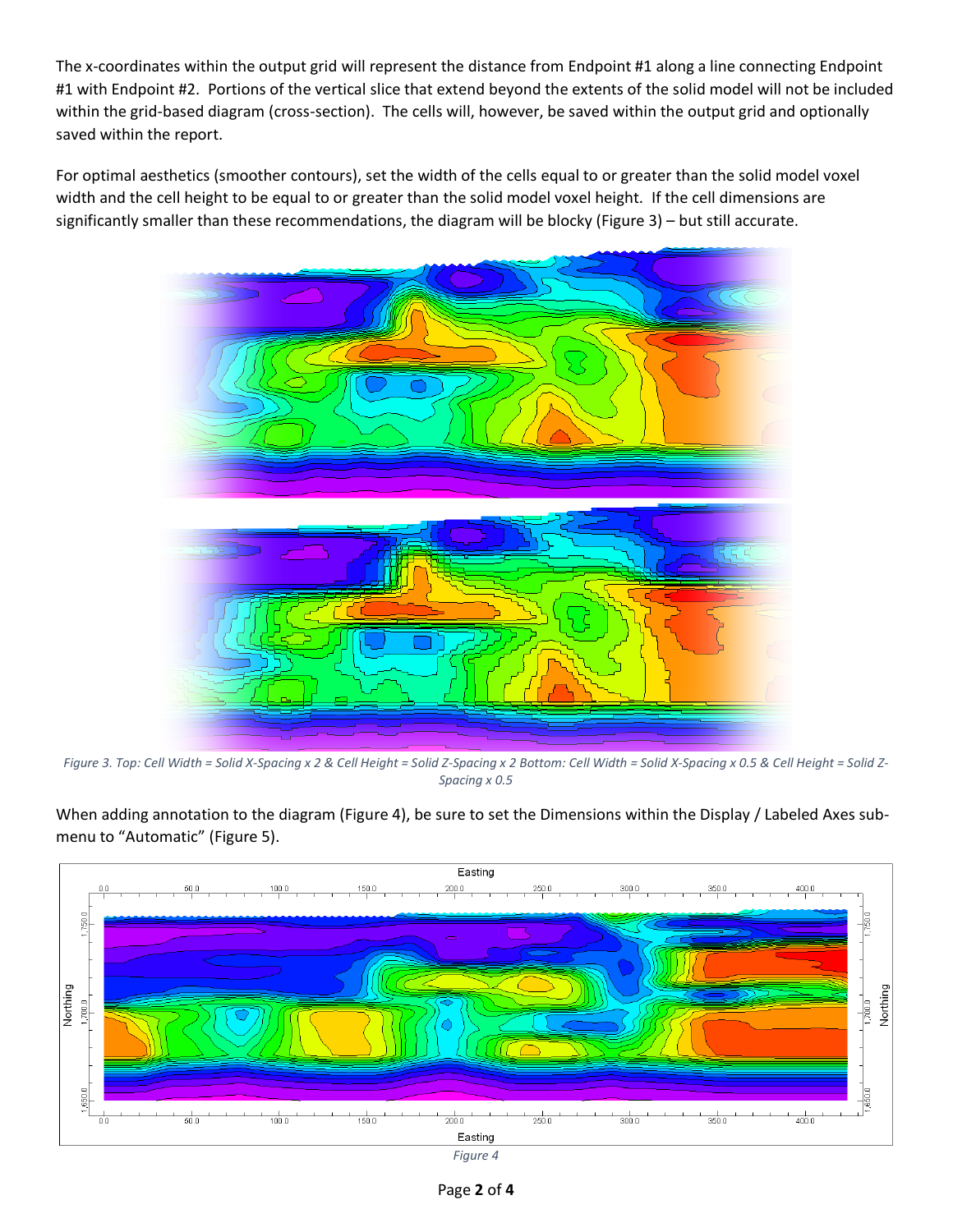The x-coordinates within the output grid will represent the distance from Endpoint #1 along a line connecting Endpoint #1 with Endpoint #2. Portions of the vertical slice that extend beyond the extents of the solid model will not be included within the grid-based diagram (cross-section). The cells will, however, be saved within the output grid and optionally saved within the report.

For optimal aesthetics (smoother contours), set the width of the cells equal to or greater than the solid model voxel width and the cell height to be equal to or greater than the solid model voxel height. If the cell dimensions are significantly smaller than these recommendations, the diagram will be blocky (Figure 3) – but still accurate.

*Figure 3. Top: Cell Width = Solid X-Spacing x 2 & Cell Height = Solid Z-Spacing x 2 Bottom: Cell Width = Solid X-Spacing x 0.5 & Cell Height = Solid Z-Spacing x 0.5*

When adding annotation to the diagram (Figure 4), be sure to set the Dimensions within the Display / Labeled Axes sub-menu to "Automatic" (Figure 5).

*Figure 4*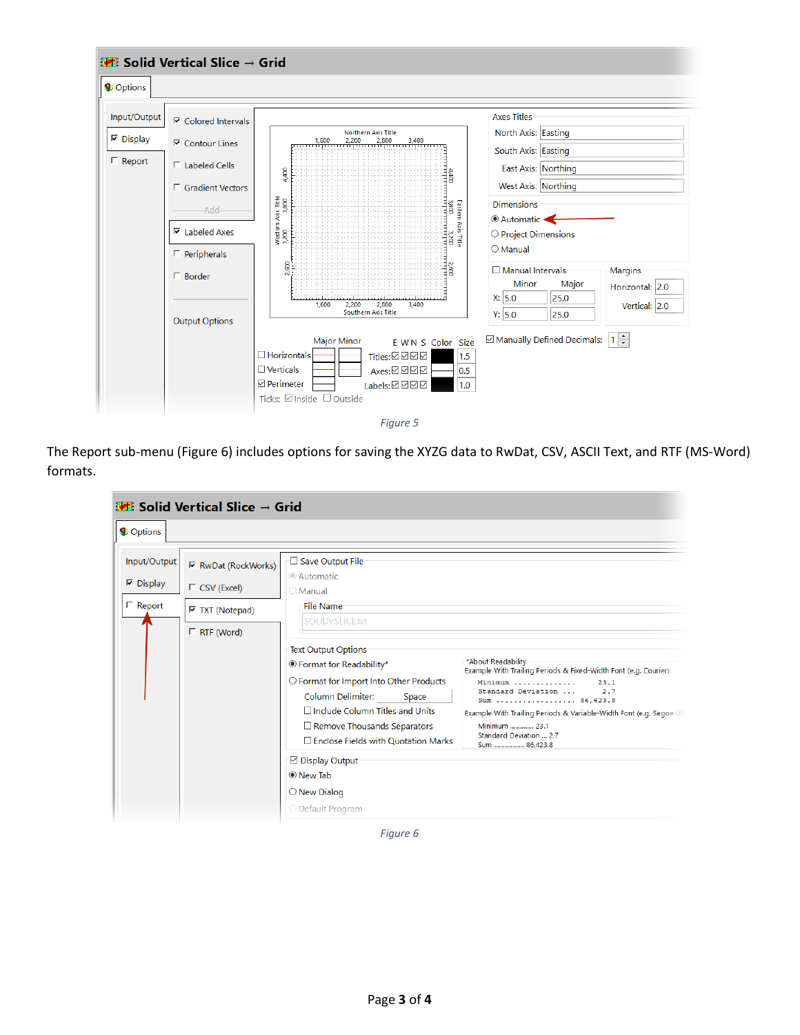Figure 5

The Report sub-menu (Figure 6) includes options for saving the XYZG data to RwDat, CSV, ASCII Text, and RTF (MS-Word) formats.

Figure 6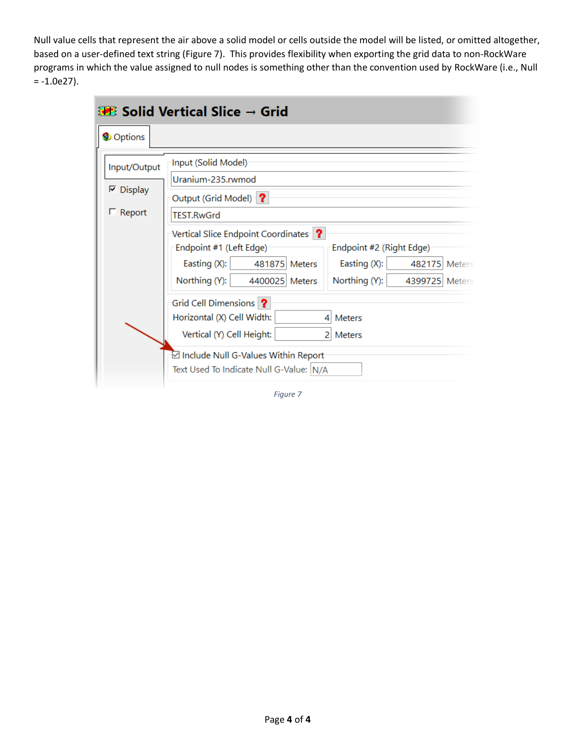Null value cells that represent the air above a solid model or cells outside the model will be listed, or omitted altogether, based on a user-defined text string (Figure 7). This provides flexibility when exporting the grid data to non-RockWare programs in which the value assigned to null nodes is something other than the convention used by RockWare (i.e., Null = -1.0e27).

Solid Vertical Slice → Grid

Options

Input/Output

☑ Display

☐ Report

Input (Solid Model)

Uranium-235.rwmod

Output (Grid Model) ?

TEST.RwGrd

Vertical Slice Endpoint Coordinates ?

Endpoint #1 (Left Edge)

Easting (X): 481875 Meters

Northing (Y): 4400025 Meters

Endpoint #2 (Right Edge)

Easting (X): 482175 Meters

Northing (Y): 4399725 Meters

Grid Cell Dimensions ?

Horizontal (X) Cell Width: 4 Meters

Vertical (Y) Cell Height: 2 Meters

☑ Include Null G-Values Within Report

Text Used To Indicate Null G-Value: N/A

*Figure 7*